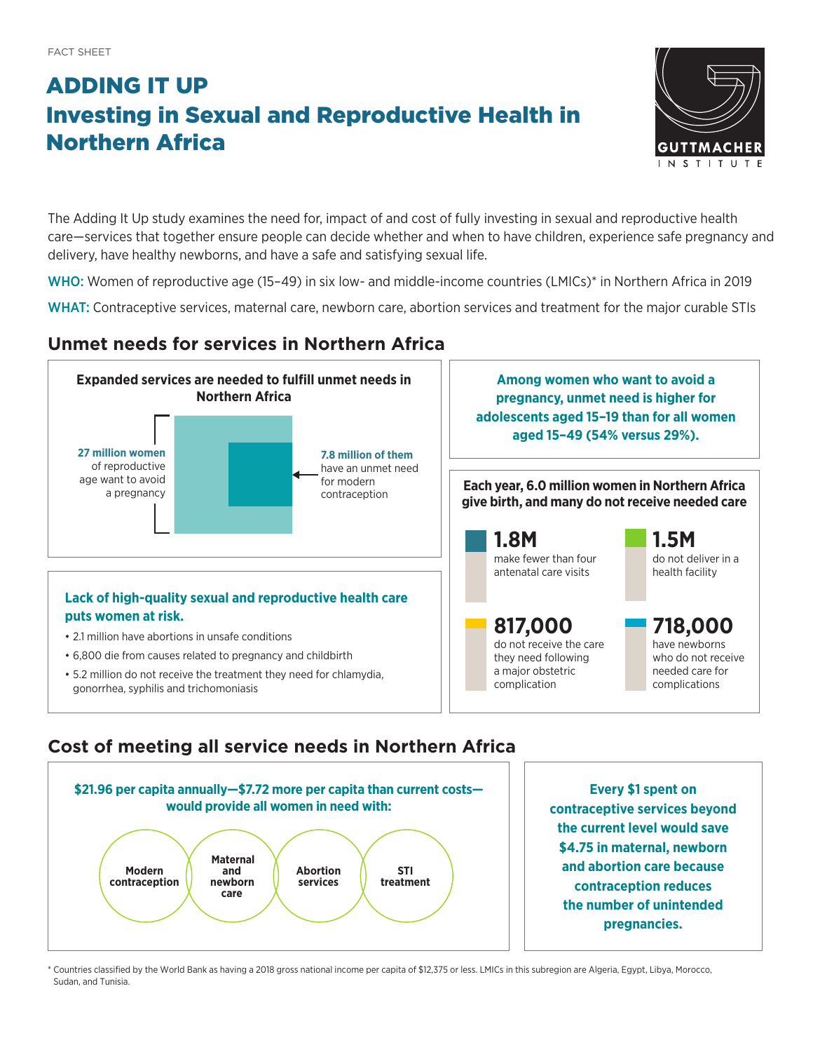FACT SHEET

# ADDING IT UP
# Investing in Sexual and Reproductive Health in Northern Africa

GUTTMACHER INSTITUTE

The Adding It Up study examines the need for, impact of and cost of fully investing in sexual and reproductive health care—services that together ensure people can decide whether and when to have children, experience safe pregnancy and delivery, have healthy newborns, and have a safe and satisfying sexual life.

**WHO:** Women of reproductive age (15–49) in six low- and middle-income countries (LMICs)* in Northern Africa in 2019

**WHAT:** Contraceptive services, maternal care, newborn care, abortion services and treatment for the major curable STIs

## Unmet needs for services in Northern Africa

**Expanded services are needed to fulfill unmet needs in Northern Africa**

**27 million women** of reproductive age want to avoid a pregnancy

**7.8 million of them** have an unmet need for modern contraception

**Among women who want to avoid a pregnancy, unmet need is higher for adolescents aged 15–19 than for all women aged 15–49 (54% versus 29%).**

**Each year, 6.0 million women in Northern Africa give birth, and many do not receive needed care**

- **1.8M** make fewer than four antenatal care visits
- **1.5M** do not deliver in a health facility
- **817,000** do not receive the care they need following a major obstetric complication
- **718,000** have newborns who do not receive needed care for complications

**Lack of high-quality sexual and reproductive health care puts women at risk.**

- 2.1 million have abortions in unsafe conditions
- 6,800 die from causes related to pregnancy and childbirth
- 5.2 million do not receive the treatment they need for chlamydia, gonorrhea, syphilis and trichomoniasis

## Cost of meeting all service needs in Northern Africa

**$21.96 per capita annually—$7.72 more per capita than current costs—would provide all women in need with:**

- Modern contraception
- Maternal and newborn care
- Abortion services
- STI treatment

**Every $1 spent on contraceptive services beyond the current level would save $4.75 in maternal, newborn and abortion care because contraception reduces the number of unintended pregnancies.**

\* Countries classified by the World Bank as having a 2018 gross national income per capita of $12,375 or less. LMICs in this subregion are Algeria, Egypt, Libya, Morocco, Sudan, and Tunisia.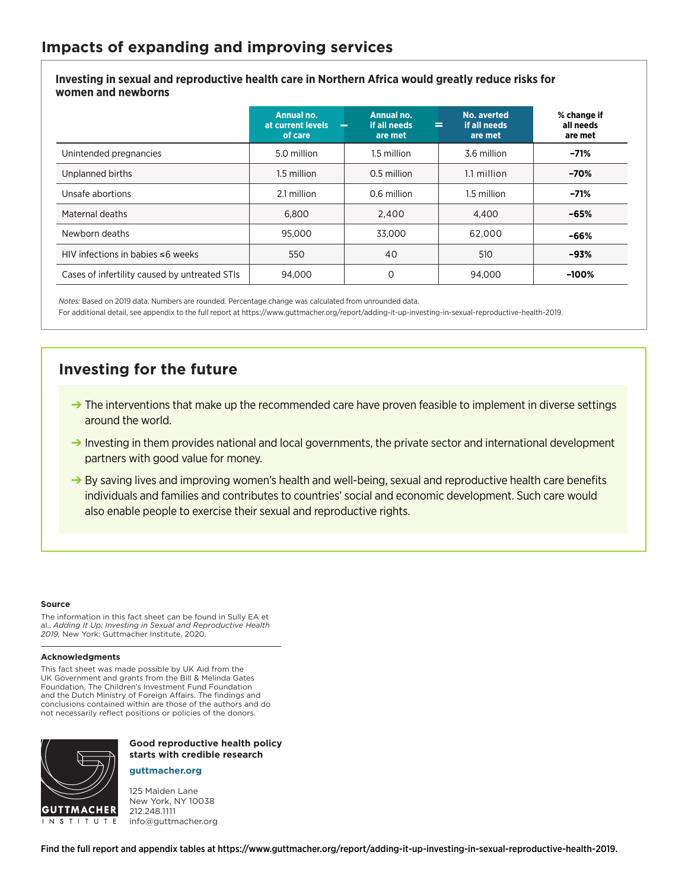## Impacts of expanding and improving services

**Investing in sexual and reproductive health care in Northern Africa would greatly reduce risks for women and newborns**

| | Annual no. at current levels of care | – Annual no. if all needs are met | = No. averted if all needs are met | % change if all needs are met |
|---|---|---|---|---|
| Unintended pregnancies | 5.0 million | 1.5 million | 3.6 million | **–71%** |
| Unplanned births | 1.5 million | 0.5 million | 1.1 million | **–70%** |
| Unsafe abortions | 2.1 million | 0.6 million | 1.5 million | **–71%** |
| Maternal deaths | 6,800 | 2,400 | 4,400 | **–65%** |
| Newborn deaths | 95,000 | 33,000 | 62,000 | **–66%** |
| HIV infections in babies ≤6 weeks | 550 | 40 | 510 | **–93%** |
| Cases of infertility caused by untreated STIs | 94,000 | 0 | 94,000 | **–100%** |

*Notes:* Based on 2019 data. Numbers are rounded. Percentage change was calculated from unrounded data.
For additional detail, see appendix to the full report at https://www.guttmacher.org/report/adding-it-up-investing-in-sexual-reproductive-health-2019.

## Investing for the future

- → The interventions that make up the recommended care have proven feasible to implement in diverse settings around the world.
- → Investing in them provides national and local governments, the private sector and international development partners with good value for money.
- → By saving lives and improving women's health and well-being, sexual and reproductive health care benefits individuals and families and contributes to countries' social and economic development. Such care would also enable people to exercise their sexual and reproductive rights.

**Source**

The information in this fact sheet can be found in Sully EA et al., *Adding It Up: Investing in Sexual and Reproductive Health 2019,* New York: Guttmacher Institute, 2020.

**Acknowledgments**

This fact sheet was made possible by UK Aid from the UK Government and grants from the Bill & Melinda Gates Foundation, The Children's Investment Fund Foundation and the Dutch Ministry of Foreign Affairs. The findings and conclusions contained within are those of the authors and do not necessarily reflect positions or policies of the donors.

GUTTMACHER INSTITUTE

**Good reproductive health policy starts with credible research**

**guttmacher.org**

125 Maiden Lane
New York, NY 10038
212.248.1111
info@guttmacher.org

Find the full report and appendix tables at https://www.guttmacher.org/report/adding-it-up-investing-in-sexual-reproductive-health-2019.